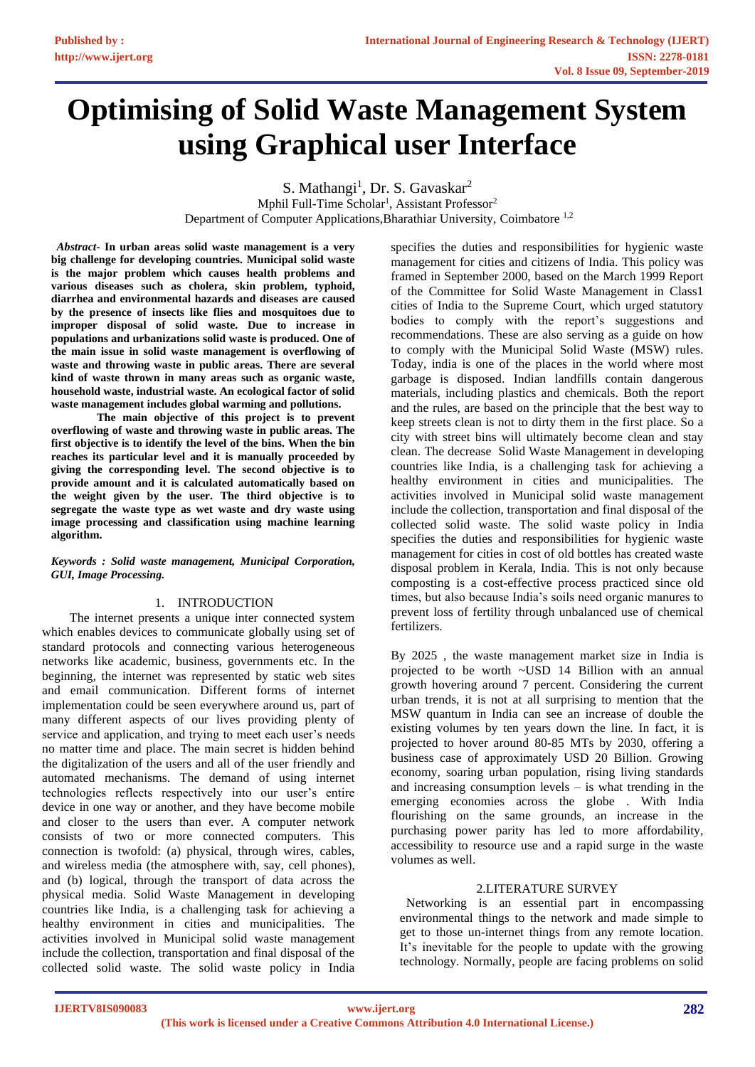# Optimising of Solid Waste Management System using Graphical user Interface

S. Mathangi[1], Dr. S. Gavaskar[2]

Mphil Full-Time Scholar[1], Assistant Professor[2]

Department of Computer Applications,Bharathiar University, Coimbatore [1,2]

***Abstract-*** **In urban areas solid waste management is a very big challenge for developing countries. Municipal solid waste is the major problem which causes health problems and various diseases such as cholera, skin problem, typhoid, diarrhea and environmental hazards and diseases are caused by the presence of insects like flies and mosquitoes due to improper disposal of solid waste. Due to increase in populations and urbanizations solid waste is produced. One of the main issue in solid waste management is overflowing of waste and throwing waste in public areas. There are several kind of waste thrown in many areas such as organic waste, household waste, industrial waste. An ecological factor of solid waste management includes global warming and pollutions.**

**The main objective of this project is to prevent overflowing of waste and throwing waste in public areas. The first objective is to identify the level of the bins. When the bin reaches its particular level and it is manually proceeded by giving the corresponding level. The second objective is to provide amount and it is calculated automatically based on the weight given by the user. The third objective is to segregate the waste type as wet waste and dry waste using image processing and classification using machine learning algorithm.**

***Keywords : Solid waste management, Municipal Corporation, GUI, Image Processing.***

## 1. INTRODUCTION

The internet presents a unique inter connected system which enables devices to communicate globally using set of standard protocols and connecting various heterogeneous networks like academic, business, governments etc. In the beginning, the internet was represented by static web sites and email communication. Different forms of internet implementation could be seen everywhere around us, part of many different aspects of our lives providing plenty of service and application, and trying to meet each user's needs no matter time and place. The main secret is hidden behind the digitalization of the users and all of the user friendly and automated mechanisms. The demand of using internet technologies reflects respectively into our user's entire device in one way or another, and they have become mobile and closer to the users than ever. A computer network consists of two or more connected computers. This connection is twofold: (a) physical, through wires, cables, and wireless media (the atmosphere with, say, cell phones), and (b) logical, through the transport of data across the physical media. Solid Waste Management in developing countries like India, is a challenging task for achieving a healthy environment in cities and municipalities. The activities involved in Municipal solid waste management include the collection, transportation and final disposal of the collected solid waste. The solid waste policy in India specifies the duties and responsibilities for hygienic waste management for cities and citizens of India. This policy was framed in September 2000, based on the March 1999 Report of the Committee for Solid Waste Management in Class1 cities of India to the Supreme Court, which urged statutory bodies to comply with the report's suggestions and recommendations. These are also serving as a guide on how to comply with the Municipal Solid Waste (MSW) rules. Today, india is one of the places in the world where most garbage is disposed. Indian landfills contain dangerous materials, including plastics and chemicals. Both the report and the rules, are based on the principle that the best way to keep streets clean is not to dirty them in the first place. So a city with street bins will ultimately become clean and stay clean. The decrease Solid Waste Management in developing countries like India, is a challenging task for achieving a healthy environment in cities and municipalities. The activities involved in Municipal solid waste management include the collection, transportation and final disposal of the collected solid waste. The solid waste policy in India specifies the duties and responsibilities for hygienic waste management for cities in cost of old bottles has created waste disposal problem in Kerala, India. This is not only because composting is a cost-effective process practiced since old times, but also because India's soils need organic manures to prevent loss of fertility through unbalanced use of chemical fertilizers.

By 2025 , the waste management market size in India is projected to be worth ~USD 14 Billion with an annual growth hovering around 7 percent. Considering the current urban trends, it is not at all surprising to mention that the MSW quantum in India can see an increase of double the existing volumes by ten years down the line. In fact, it is projected to hover around 80-85 MTs by 2030, offering a business case of approximately USD 20 Billion. Growing economy, soaring urban population, rising living standards and increasing consumption levels – is what trending in the emerging economies across the globe . With India flourishing on the same grounds, an increase in the purchasing power parity has led to more affordability, accessibility to resource use and a rapid surge in the waste volumes as well.

## 2.LITERATURE SURVEY

Networking is an essential part in encompassing environmental things to the network and made simple to get to those un-internet things from any remote location. It's inevitable for the people to update with the growing technology. Normally, people are facing problems on solid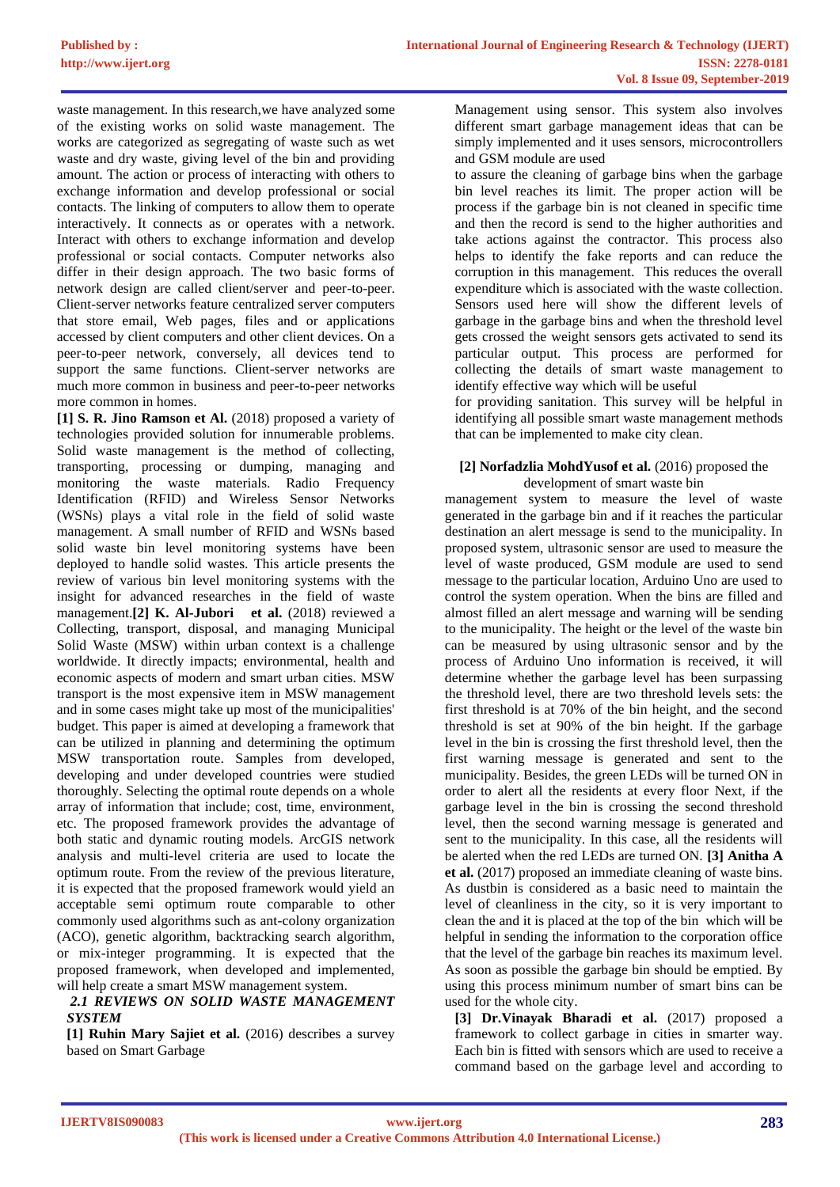waste management. In this research,we have analyzed some of the existing works on solid waste management. The works are categorized as segregating of waste such as wet waste and dry waste, giving level of the bin and providing amount. The action or process of interacting with others to exchange information and develop professional or social contacts. The linking of computers to allow them to operate interactively. It connects as or operates with a network. Interact with others to exchange information and develop professional or social contacts. Computer networks also differ in their design approach. The two basic forms of network design are called client/server and peer-to-peer. Client-server networks feature centralized server computers that store email, Web pages, files and or applications accessed by client computers and other client devices. On a peer-to-peer network, conversely, all devices tend to support the same functions. Client-server networks are much more common in business and peer-to-peer networks more common in homes.

**[1] S. R. Jino Ramson et Al.** (2018) proposed a variety of technologies provided solution for innumerable problems. Solid waste management is the method of collecting, transporting, processing or dumping, managing and monitoring the waste materials. Radio Frequency Identification (RFID) and Wireless Sensor Networks (WSNs) plays a vital role in the field of solid waste management. A small number of RFID and WSNs based solid waste bin level monitoring systems have been deployed to handle solid wastes. This article presents the review of various bin level monitoring systems with the insight for advanced researches in the field of waste management.**[2] K. Al-Jubori et al.** (2018) reviewed a Collecting, transport, disposal, and managing Municipal Solid Waste (MSW) within urban context is a challenge worldwide. It directly impacts; environmental, health and economic aspects of modern and smart urban cities. MSW transport is the most expensive item in MSW management and in some cases might take up most of the municipalities' budget. This paper is aimed at developing a framework that can be utilized in planning and determining the optimum MSW transportation route. Samples from developed, developing and under developed countries were studied thoroughly. Selecting the optimal route depends on a whole array of information that include; cost, time, environment, etc. The proposed framework provides the advantage of both static and dynamic routing models. ArcGIS network analysis and multi-level criteria are used to locate the optimum route. From the review of the previous literature, it is expected that the proposed framework would yield an acceptable semi optimum route comparable to other commonly used algorithms such as ant-colony organization (ACO), genetic algorithm, backtracking search algorithm, or mix-integer programming. It is expected that the proposed framework, when developed and implemented, will help create a smart MSW management system.

### *2.1 REVIEWS ON SOLID WASTE MANAGEMENT SYSTEM*

**[1] Ruhin Mary Sajiet et al.** (2016) describes a survey based on Smart Garbage Management using sensor. This system also involves different smart garbage management ideas that can be simply implemented and it uses sensors, microcontrollers and GSM module are used

to assure the cleaning of garbage bins when the garbage bin level reaches its limit. The proper action will be process if the garbage bin is not cleaned in specific time and then the record is send to the higher authorities and take actions against the contractor. This process also helps to identify the fake reports and can reduce the corruption in this management. This reduces the overall expenditure which is associated with the waste collection. Sensors used here will show the different levels of garbage in the garbage bins and when the threshold level gets crossed the weight sensors gets activated to send its particular output. This process are performed for collecting the details of smart waste management to identify effective way which will be useful

for providing sanitation. This survey will be helpful in identifying all possible smart waste management methods that can be implemented to make city clean.

**[2] Norfadzlia MohdYusof et al.** (2016) proposed the development of smart waste bin management system to measure the level of waste generated in the garbage bin and if it reaches the particular destination an alert message is send to the municipality. In proposed system, ultrasonic sensor are used to measure the level of waste produced, GSM module are used to send message to the particular location, Arduino Uno are used to control the system operation. When the bins are filled and almost filled an alert message and warning will be sending to the municipality. The height or the level of the waste bin can be measured by using ultrasonic sensor and by the process of Arduino Uno information is received, it will determine whether the garbage level has been surpassing the threshold level, there are two threshold levels sets: the first threshold is at 70% of the bin height, and the second threshold is set at 90% of the bin height. If the garbage level in the bin is crossing the first threshold level, then the first warning message is generated and sent to the municipality. Besides, the green LEDs will be turned ON in order to alert all the residents at every floor Next, if the garbage level in the bin is crossing the second threshold level, then the second warning message is generated and sent to the municipality. In this case, all the residents will be alerted when the red LEDs are turned ON. **[3] Anitha A et al.** (2017) proposed an immediate cleaning of waste bins. As dustbin is considered as a basic need to maintain the level of cleanliness in the city, so it is very important to clean the and it is placed at the top of the bin which will be helpful in sending the information to the corporation office that the level of the garbage bin reaches its maximum level. As soon as possible the garbage bin should be emptied. By using this process minimum number of smart bins can be used for the whole city.

**[3] Dr.Vinayak Bharadi et al.** (2017) proposed a framework to collect garbage in cities in smarter way. Each bin is fitted with sensors which are used to receive a command based on the garbage level and according to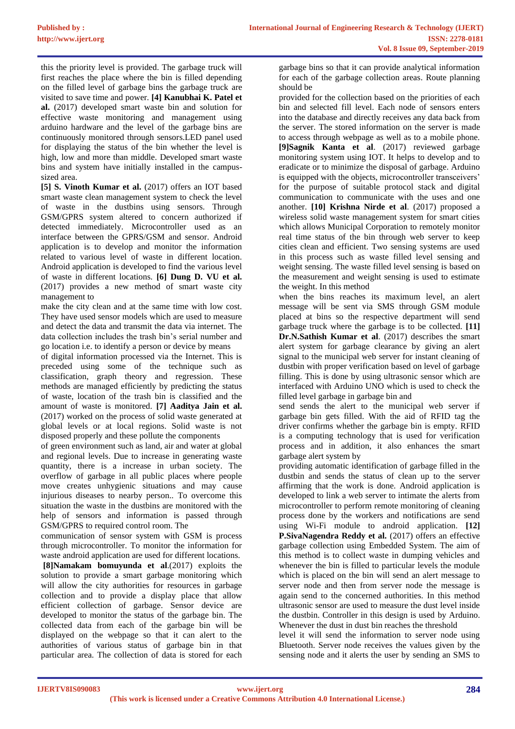this the priority level is provided. The garbage truck will first reaches the place where the bin is filled depending on the filled level of garbage bins the garbage truck are visited to save time and power. **[4] Kanubhai K. Patel et al.** (2017) developed smart waste bin and solution for effective waste monitoring and management using arduino hardware and the level of the garbage bins are continuously monitored through sensors.LED panel used for displaying the status of the bin whether the level is high, low and more than middle. Developed smart waste bins and system have initially installed in the campus-sized area.

**[5] S. Vinoth Kumar et al.** (2017) offers an IOT based smart waste clean management system to check the level of waste in the dustbins using sensors. Through GSM/GPRS system altered to concern authorized if detected immediately. Microcontroller used as an interface between the GPRS/GSM and sensor. Android application is to develop and monitor the information related to various level of waste in different location. Android application is developed to find the various level of waste in different locations. **[6] Dung D. VU et al.** (2017) provides a new method of smart waste city management to

make the city clean and at the same time with low cost. They have used sensor models which are used to measure and detect the data and transmit the data via internet. The data collection includes the trash bin's serial number and go location i.e. to identify a person or device by means

of digital information processed via the Internet. This is preceded using some of the technique such as classification, graph theory and regression. These methods are managed efficiently by predicting the status of waste, location of the trash bin is classified and the amount of waste is monitored. **[7] Aaditya Jain et al.** (2017) worked on the process of solid waste generated at global levels or at local regions. Solid waste is not disposed properly and these pollute the components

of green environment such as land, air and water at global and regional levels. Due to increase in generating waste quantity, there is a increase in urban society. The overflow of garbage in all public places where people move creates unhygienic situations and may cause injurious diseases to nearby person.. To overcome this situation the waste in the dustbins are monitored with the help of sensors and information is passed through GSM/GPRS to required control room. The

communication of sensor system with GSM is process through microcontroller. To monitor the information for waste android application are used for different locations.

**[8]Namakam bomuyunda et al**.(2017) exploits the solution to provide a smart garbage monitoring which will allow the city authorities for resources in garbage collection and to provide a display place that allow efficient collection of garbage. Sensor device are developed to monitor the status of the garbage bin. The collected data from each of the garbage bin will be displayed on the webpage so that it can alert to the authorities of various status of garbage bin in that particular area. The collection of data is stored for each garbage bins so that it can provide analytical information for each of the garbage collection areas. Route planning should be

provided for the collection based on the priorities of each bin and selected fill level. Each node of sensors enters into the database and directly receives any data back from the server. The stored information on the server is made to access through webpage as well as to a mobile phone. **[9]Sagnik Kanta et al**. (2017) reviewed garbage monitoring system using IOT. It helps to develop and to eradicate or to minimize the disposal of garbage. Arduino is equipped with the objects, microcontroller transceivers' for the purpose of suitable protocol stack and digital communication to communicate with the uses and one another. **[10] Krishna Nirde et al**. (2017) proposed a wireless solid waste management system for smart cities which allows Municipal Corporation to remotely monitor real time status of the bin through web server to keep cities clean and efficient. Two sensing systems are used in this process such as waste filled level sensing and weight sensing. The waste filled level sensing is based on the measurement and weight sensing is used to estimate the weight. In this method

when the bins reaches its maximum level, an alert message will be sent via SMS through GSM module placed at bins so the respective department will send garbage truck where the garbage is to be collected. **[11] Dr.N.Sathish Kumar et al**. (2017) describes the smart alert system for garbage clearance by giving an alert signal to the municipal web server for instant cleaning of dustbin with proper verification based on level of garbage filling. This is done by using ultrasonic sensor which are interfaced with Arduino UNO which is used to check the filled level garbage in garbage bin and

send sends the alert to the municipal web server if garbage bin gets filled. With the aid of RFID tag the driver confirms whether the garbage bin is empty. RFID is a computing technology that is used for verification process and in addition, it also enhances the smart garbage alert system by

providing automatic identification of garbage filled in the dustbin and sends the status of clean up to the server affirming that the work is done. Android application is developed to link a web server to intimate the alerts from microcontroller to perform remote monitoring of cleaning process done by the workers and notifications are send using Wi-Fi module to android application. **[12] P.SivaNagendra Reddy et al.** (2017) offers an effective garbage collection using Embedded System. The aim of this method is to collect waste in dumping vehicles and whenever the bin is filled to particular levels the module which is placed on the bin will send an alert message to server node and then from server node the message is again send to the concerned authorities. In this method ultrasonic sensor are used to measure the dust level inside the dustbin. Controller in this design is used by Arduino. Whenever the dust in dust bin reaches the threshold

level it will send the information to server node using Bluetooth. Server node receives the values given by the sensing node and it alerts the user by sending an SMS to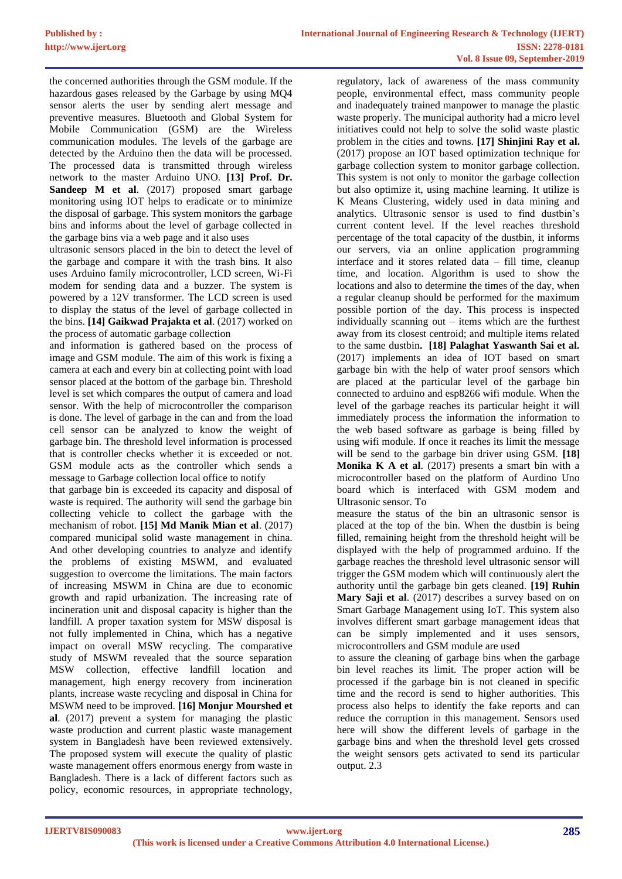the concerned authorities through the GSM module. If the hazardous gases released by the Garbage by using MQ4 sensor alerts the user by sending alert message and preventive measures. Bluetooth and Global System for Mobile Communication (GSM) are the Wireless communication modules. The levels of the garbage are detected by the Arduino then the data will be processed. The processed data is transmitted through wireless network to the master Arduino UNO. **[13] Prof. Dr. Sandeep M et al**. (2017) proposed smart garbage monitoring using IOT helps to eradicate or to minimize the disposal of garbage. This system monitors the garbage bins and informs about the level of garbage collected in the garbage bins via a web page and it also uses ultrasonic sensors placed in the bin to detect the level of the garbage and compare it with the trash bins. It also uses Arduino family microcontroller, LCD screen, Wi-Fi modem for sending data and a buzzer. The system is powered by a 12V transformer. The LCD screen is used to display the status of the level of garbage collected in the bins. **[14] Gaikwad Prajakta et al**. (2017) worked on the process of automatic garbage collection and information is gathered based on the process of image and GSM module. The aim of this work is fixing a camera at each and every bin at collecting point with load sensor placed at the bottom of the garbage bin. Threshold level is set which compares the output of camera and load sensor. With the help of microcontroller the comparison is done. The level of garbage in the can and from the load cell sensor can be analyzed to know the weight of garbage bin. The threshold level information is processed that is controller checks whether it is exceeded or not. GSM module acts as the controller which sends a message to Garbage collection local office to notify that garbage bin is exceeded its capacity and disposal of waste is required. The authority will send the garbage bin collecting vehicle to collect the garbage with the mechanism of robot. **[15] Md Manik Mian et al**. (2017) compared municipal solid waste management in china. And other developing countries to analyze and identify the problems of existing MSWM, and evaluated suggestion to overcome the limitations. The main factors of increasing MSWM in China are due to economic growth and rapid urbanization. The increasing rate of incineration unit and disposal capacity is higher than the landfill. A proper taxation system for MSW disposal is not fully implemented in China, which has a negative impact on overall MSW recycling. The comparative study of MSWM revealed that the source separation MSW collection, effective landfill location and management, high energy recovery from incineration plants, increase waste recycling and disposal in China for MSWM need to be improved. **[16] Monjur Mourshed et al**. (2017) prevent a system for managing the plastic waste production and current plastic waste management system in Bangladesh have been reviewed extensively. The proposed system will execute the quality of plastic waste management offers enormous energy from waste in Bangladesh. There is a lack of different factors such as policy, economic resources, in appropriate technology, regulatory, lack of awareness of the mass community people, environmental effect, mass community people and inadequately trained manpower to manage the plastic waste properly. The municipal authority had a micro level initiatives could not help to solve the solid waste plastic problem in the cities and towns. **[17] Shinjini Ray et al.** (2017) propose an IOT based optimization technique for garbage collection system to monitor garbage collection. This system is not only to monitor the garbage collection but also optimize it, using machine learning. It utilize is K Means Clustering, widely used in data mining and analytics. Ultrasonic sensor is used to find dustbin's current content level. If the level reaches threshold percentage of the total capacity of the dustbin, it informs our servers, via an online application programming interface and it stores related data – fill time, cleanup time, and location. Algorithm is used to show the locations and also to determine the times of the day, when a regular cleanup should be performed for the maximum possible portion of the day. This process is inspected individually scanning out – items which are the furthest away from its closest centroid; and multiple items related to the same dustbin**. [18] Palaghat Yaswanth Sai et al.** (2017) implements an idea of IOT based on smart garbage bin with the help of water proof sensors which are placed at the particular level of the garbage bin connected to arduino and esp8266 wifi module. When the level of the garbage reaches its particular height it will immediately process the information the information to the web based software as garbage is being filled by using wifi module. If once it reaches its limit the message will be send to the garbage bin driver using GSM. **[18] Monika K A et al**. (2017) presents a smart bin with a microcontroller based on the platform of Aurdino Uno board which is interfaced with GSM modem and Ultrasonic sensor. To measure the status of the bin an ultrasonic sensor is placed at the top of the bin. When the dustbin is being filled, remaining height from the threshold height will be displayed with the help of programmed arduino. If the garbage reaches the threshold level ultrasonic sensor will trigger the GSM modem which will continuously alert the authority until the garbage bin gets cleaned. **[19] Ruhin Mary Saji et al**. (2017) describes a survey based on on Smart Garbage Management using IoT. This system also involves different smart garbage management ideas that can be simply implemented and it uses sensors, microcontrollers and GSM module are used to assure the cleaning of garbage bins when the garbage bin level reaches its limit. The proper action will be processed if the garbage bin is not cleaned in specific time and the record is send to higher authorities. This process also helps to identify the fake reports and can reduce the corruption in this management. Sensors used here will show the different levels of garbage in the garbage bins and when the threshold level gets crossed the weight sensors gets activated to send its particular output. 2.3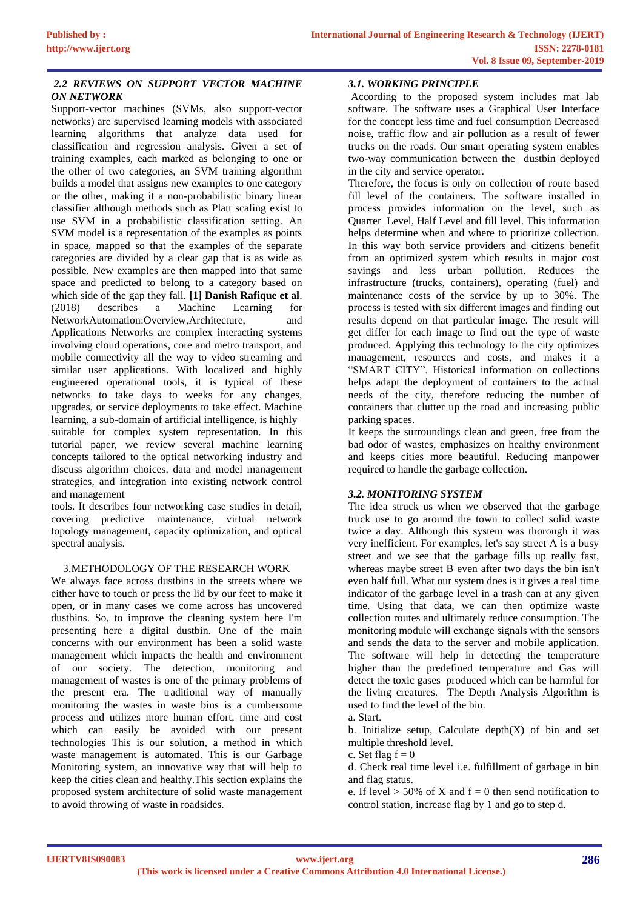### *2.2 REVIEWS ON SUPPORT VECTOR MACHINE ON NETWORK*

Support-vector machines (SVMs, also support-vector networks) are supervised learning models with associated learning algorithms that analyze data used for classification and regression analysis. Given a set of training examples, each marked as belonging to one or the other of two categories, an SVM training algorithm builds a model that assigns new examples to one category or the other, making it a non-probabilistic binary linear classifier although methods such as Platt scaling exist to use SVM in a probabilistic classification setting. An SVM model is a representation of the examples as points in space, mapped so that the examples of the separate categories are divided by a clear gap that is as wide as possible. New examples are then mapped into that same space and predicted to belong to a category based on which side of the gap they fall. **[1] Danish Rafique et al**. (2018) describes a Machine Learning for NetworkAutomation:Overview,Architecture, and Applications Networks are complex interacting systems involving cloud operations, core and metro transport, and mobile connectivity all the way to video streaming and similar user applications. With localized and highly engineered operational tools, it is typical of these networks to take days to weeks for any changes, upgrades, or service deployments to take effect. Machine learning, a sub-domain of artificial intelligence, is highly suitable for complex system representation. In this tutorial paper, we review several machine learning concepts tailored to the optical networking industry and discuss algorithm choices, data and model management strategies, and integration into existing network control and management tools. It describes four networking case studies in detail, covering predictive maintenance, virtual network topology management, capacity optimization, and optical spectral analysis.

## 3.METHODOLOGY OF THE RESEARCH WORK

We always face across dustbins in the streets where we either have to touch or press the lid by our feet to make it open, or in many cases we come across has uncovered dustbins. So, to improve the cleaning system here I'm presenting here a digital dustbin. One of the main concerns with our environment has been a solid waste management which impacts the health and environment of our society. The detection, monitoring and management of wastes is one of the primary problems of the present era. The traditional way of manually monitoring the wastes in waste bins is a cumbersome process and utilizes more human effort, time and cost which can easily be avoided with our present technologies This is our solution, a method in which waste management is automated. This is our Garbage Monitoring system, an innovative way that will help to keep the cities clean and healthy.This section explains the proposed system architecture of solid waste management to avoid throwing of waste in roadsides.

### *3.1. WORKING PRINCIPLE*

According to the proposed system includes mat lab software. The software uses a Graphical User Interface for the concept less time and fuel consumption Decreased noise, traffic flow and air pollution as a result of fewer trucks on the roads. Our smart operating system enables two-way communication between the dustbin deployed in the city and service operator.

Therefore, the focus is only on collection of route based fill level of the containers. The software installed in process provides information on the level, such as Quarter Level, Half Level and fill level. This information helps determine when and where to prioritize collection. In this way both service providers and citizens benefit from an optimized system which results in major cost savings and less urban pollution. Reduces the infrastructure (trucks, containers), operating (fuel) and maintenance costs of the service by up to 30%. The process is tested with six different images and finding out results depend on that particular image. The result will get differ for each image to find out the type of waste produced. Applying this technology to the city optimizes management, resources and costs, and makes it a "SMART CITY". Historical information on collections helps adapt the deployment of containers to the actual needs of the city, therefore reducing the number of containers that clutter up the road and increasing public parking spaces.

It keeps the surroundings clean and green, free from the bad odor of wastes, emphasizes on healthy environment and keeps cities more beautiful. Reducing manpower required to handle the garbage collection.

### *3.2. MONITORING SYSTEM*

The idea struck us when we observed that the garbage truck use to go around the town to collect solid waste twice a day. Although this system was thorough it was very inefficient. For examples, let's say street A is a busy street and we see that the garbage fills up really fast, whereas maybe street B even after two days the bin isn't even half full. What our system does is it gives a real time indicator of the garbage level in a trash can at any given time. Using that data, we can then optimize waste collection routes and ultimately reduce consumption. The monitoring module will exchange signals with the sensors and sends the data to the server and mobile application. The software will help in detecting the temperature higher than the predefined temperature and Gas will detect the toxic gases produced which can be harmful for the living creatures. The Depth Analysis Algorithm is used to find the level of the bin.

a. Start.

b. Initialize setup, Calculate depth(X) of bin and set multiple threshold level.

c. Set flag $f = 0$

d. Check real time level i.e. fulfillment of garbage in bin and flag status.

e. If level > 50% of X and $f = 0$ then send notification to control station, increase flag by 1 and go to step d.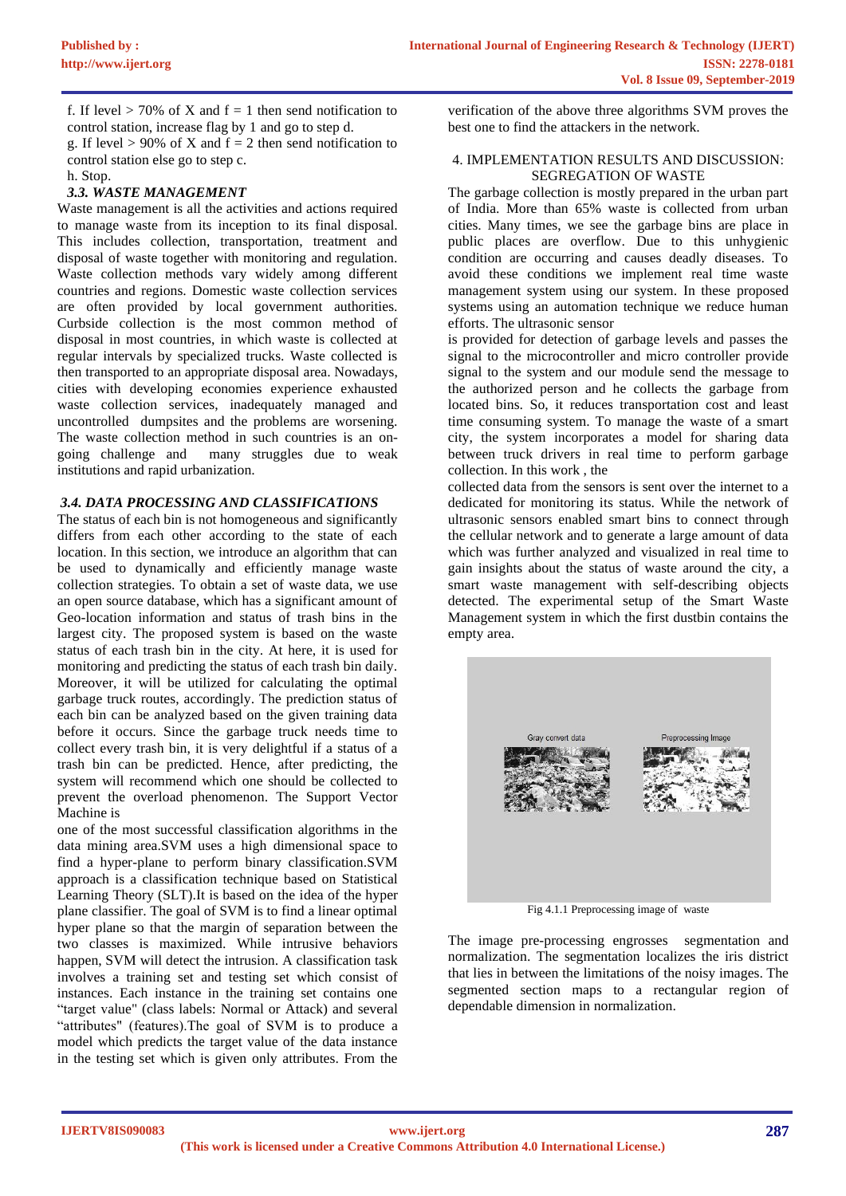f. If level > 70% of X and f = 1 then send notification to control station, increase flag by 1 and go to step d.

g. If level > 90% of X and f = 2 then send notification to control station else go to step c.

h. Stop.

### *3.3. WASTE MANAGEMENT*

Waste management is all the activities and actions required to manage waste from its inception to its final disposal. This includes collection, transportation, treatment and disposal of waste together with monitoring and regulation. Waste collection methods vary widely among different countries and regions. Domestic waste collection services are often provided by local government authorities. Curbside collection is the most common method of disposal in most countries, in which waste is collected at regular intervals by specialized trucks. Waste collected is then transported to an appropriate disposal area. Nowadays, cities with developing economies experience exhausted waste collection services, inadequately managed and uncontrolled dumpsites and the problems are worsening. The waste collection method in such countries is an on-going challenge and many struggles due to weak institutions and rapid urbanization.

### *3.4. DATA PROCESSING AND CLASSIFICATIONS*

The status of each bin is not homogeneous and significantly differs from each other according to the state of each location. In this section, we introduce an algorithm that can be used to dynamically and efficiently manage waste collection strategies. To obtain a set of waste data, we use an open source database, which has a significant amount of Geo-location information and status of trash bins in the largest city. The proposed system is based on the waste status of each trash bin in the city. At here, it is used for monitoring and predicting the status of each trash bin daily. Moreover, it will be utilized for calculating the optimal garbage truck routes, accordingly. The prediction status of each bin can be analyzed based on the given training data before it occurs. Since the garbage truck needs time to collect every trash bin, it is very delightful if a status of a trash bin can be predicted. Hence, after predicting, the system will recommend which one should be collected to prevent the overload phenomenon. The Support Vector Machine is one of the most successful classification algorithms in the data mining area.SVM uses a high dimensional space to find a hyper-plane to perform binary classification.SVM approach is a classification technique based on Statistical Learning Theory (SLT).It is based on the idea of the hyper plane classifier. The goal of SVM is to find a linear optimal hyper plane so that the margin of separation between the two classes is maximized. While intrusive behaviors happen, SVM will detect the intrusion. A classification task involves a training set and testing set which consist of instances. Each instance in the training set contains one "target value" (class labels: Normal or Attack) and several "attributes" (features).The goal of SVM is to produce a model which predicts the target value of the data instance in the testing set which is given only attributes. From the verification of the above three algorithms SVM proves the best one to find the attackers in the network.

## 4. IMPLEMENTATION RESULTS AND DISCUSSION: SEGREGATION OF WASTE

The garbage collection is mostly prepared in the urban part of India. More than 65% waste is collected from urban cities. Many times, we see the garbage bins are place in public places are overflow. Due to this unhygienic condition are occurring and causes deadly diseases. To avoid these conditions we implement real time waste management system using our system. In these proposed systems using an automation technique we reduce human efforts. The ultrasonic sensor is provided for detection of garbage levels and passes the signal to the microcontroller and micro controller provide signal to the system and our module send the message to the authorized person and he collects the garbage from located bins. So, it reduces transportation cost and least time consuming system. To manage the waste of a smart city, the system incorporates a model for sharing data between truck drivers in real time to perform garbage collection. In this work , the collected data from the sensors is sent over the internet to a dedicated for monitoring its status. While the network of ultrasonic sensors enabled smart bins to connect through the cellular network and to generate a large amount of data which was further analyzed and visualized in real time to gain insights about the status of waste around the city, a smart waste management with self-describing objects detected. The experimental setup of the Smart Waste Management system in which the first dustbin contains the empty area.

Fig 4.1.1 Preprocessing image of waste

The image pre-processing engrosses segmentation and normalization. The segmentation localizes the iris district that lies in between the limitations of the noisy images. The segmented section maps to a rectangular region of dependable dimension in normalization.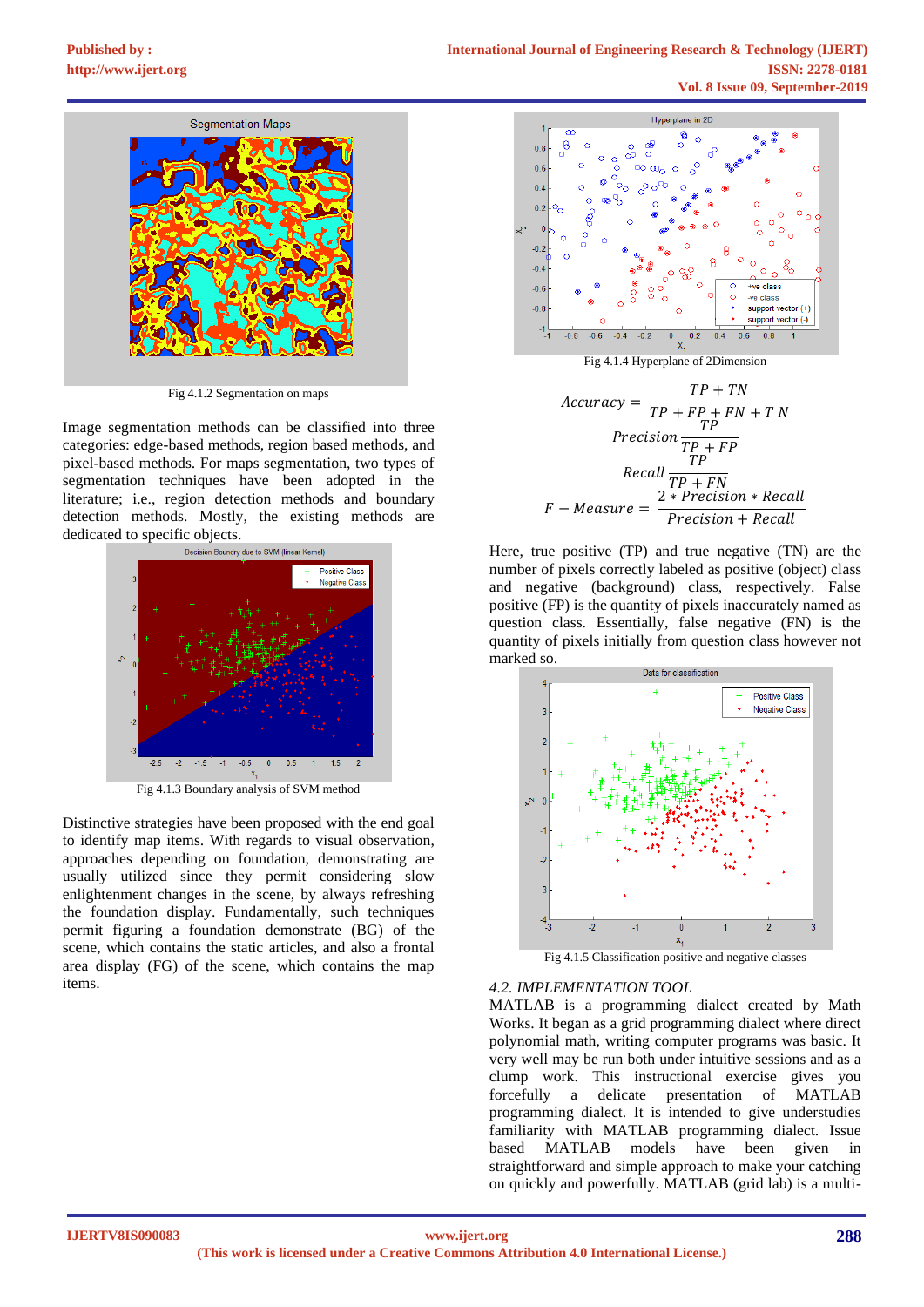Fig 4.1.2 Segmentation on maps

Image segmentation methods can be classified into three categories: edge-based methods, region based methods, and pixel-based methods. For maps segmentation, two types of segmentation techniques have been adopted in the literature; i.e., region detection methods and boundary detection methods. Mostly, the existing methods are dedicated to specific objects.

Fig 4.1.3 Boundary analysis of SVM method

Distinctive strategies have been proposed with the end goal to identify map items. With regards to visual observation, approaches depending on foundation, demonstrating are usually utilized since they permit considering slow enlightenment changes in the scene, by always refreshing the foundation display. Fundamentally, such techniques permit figuring a foundation demonstrate (BG) of the scene, which contains the static articles, and also a frontal area display (FG) of the scene, which contains the map items.

Fig 4.1.4 Hyperplane of 2Dimension

$$Accuracy = \frac{TP + TN}{TP + FP + FN + TN}$$

$$Precision \frac{TP}{TP + FP}$$

$$Recall \frac{TP}{TP + FN}$$

$$F - Measure = \frac{2 * Precision * Recall}{Precision + Recall}$$

Here, true positive (TP) and true negative (TN) are the number of pixels correctly labeled as positive (object) class and negative (background) class, respectively. False positive (FP) is the quantity of pixels inaccurately named as question class. Essentially, false negative (FN) is the quantity of pixels initially from question class however not marked so.

Fig 4.1.5 Classification positive and negative classes

*4.2. IMPLEMENTATION TOOL*

MATLAB is a programming dialect created by Math Works. It began as a grid programming dialect where direct polynomial math, writing computer programs was basic. It very well may be run both under intuitive sessions and as a clump work. This instructional exercise gives you forcefully a delicate presentation of MATLAB programming dialect. It is intended to give understudies familiarity with MATLAB programming dialect. Issue based MATLAB models have been given in straightforward and simple approach to make your catching on quickly and powerfully. MATLAB (grid lab) is a multi-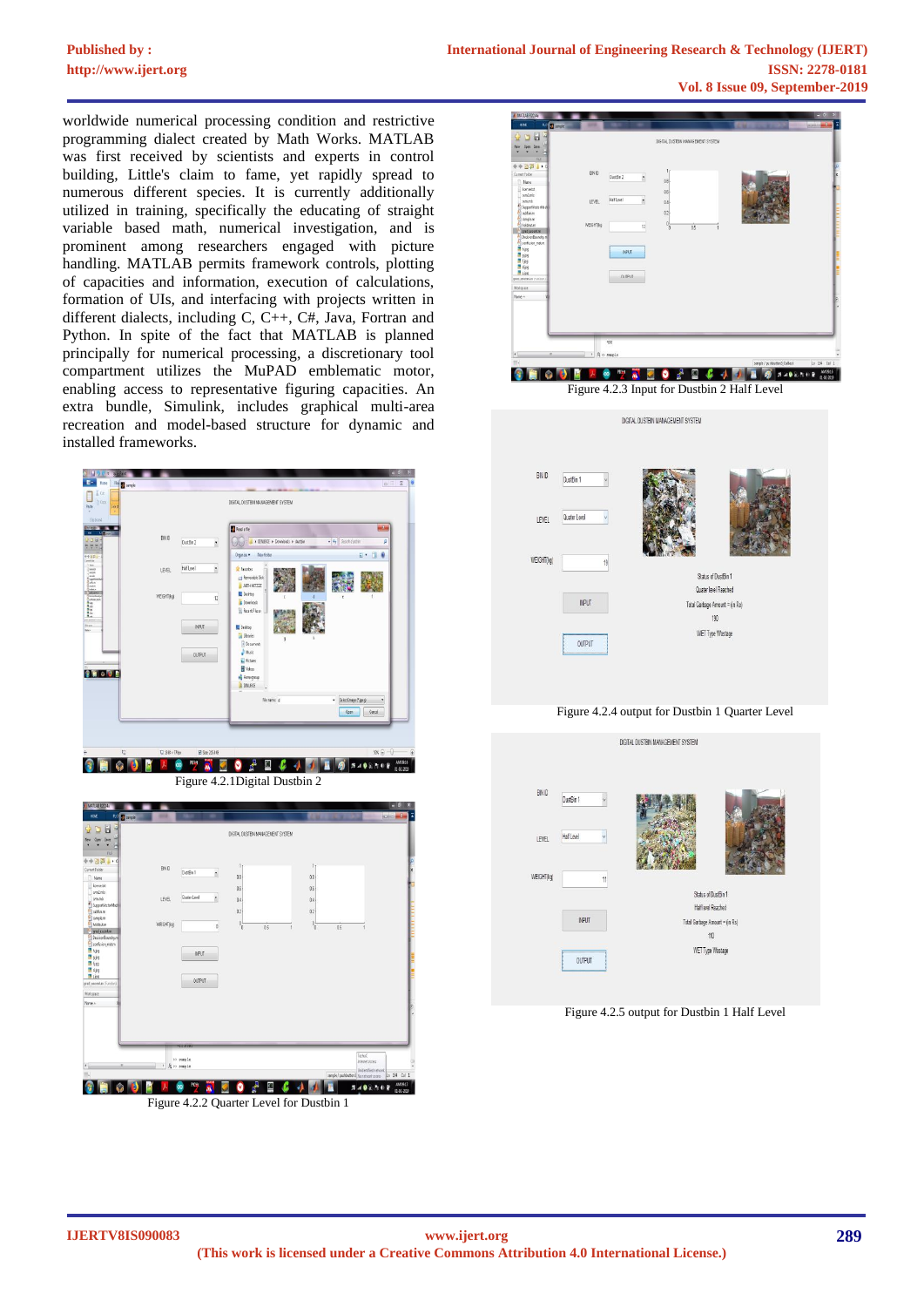worldwide numerical processing condition and restrictive programming dialect created by Math Works. MATLAB was first received by scientists and experts in control building, Little's claim to fame, yet rapidly spread to numerous different species. It is currently additionally utilized in training, specifically the educating of straight variable based math, numerical investigation, and is prominent among researchers engaged with picture handling. MATLAB permits framework controls, plotting of capacities and information, execution of calculations, formation of UIs, and interfacing with projects written in different dialects, including C, C++, C#, Java, Fortran and Python. In spite of the fact that MATLAB is planned principally for numerical processing, a discretionary tool compartment utilizes the MuPAD emblematic motor, enabling access to representative figuring capacities. An extra bundle, Simulink, includes graphical multi-area recreation and model-based structure for dynamic and installed frameworks.

Figure 4.2.1Digital Dustbin 2

Figure 4.2.2 Quarter Level for Dustbin 1

Figure 4.2.3 Input for Dustbin 2 Half Level

Figure 4.2.4 output for Dustbin 1 Quarter Level

Figure 4.2.5 output for Dustbin 1 Half Level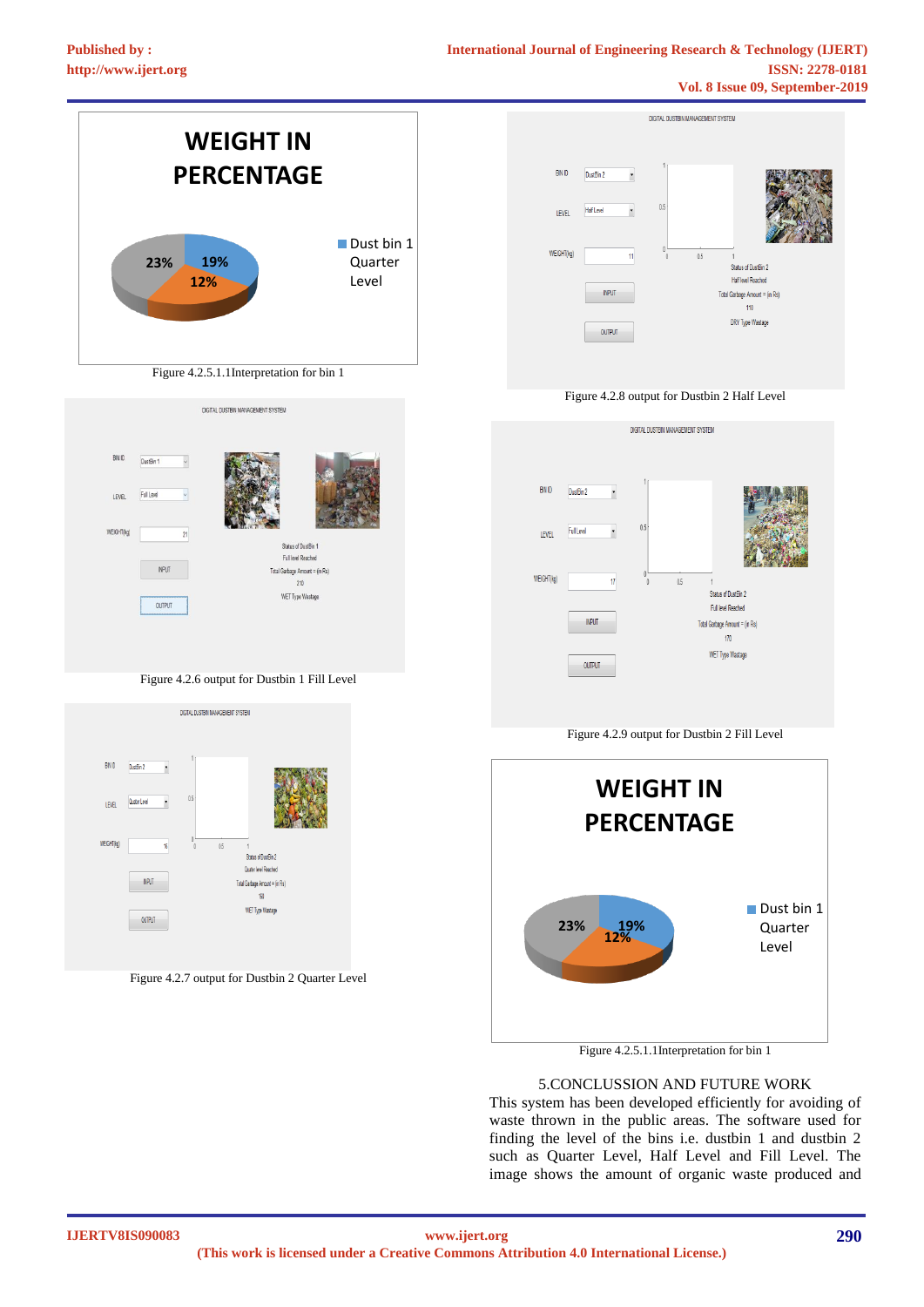**WEIGHT IN PERCENTAGE**

23% 19% 12%

Dust bin 1 Quarter Level

Figure 4.2.5.1.1Interpretation for bin 1

DIGITAL DUSTBIN MANAGEMENT SYSTEM

BIN ID: DustBin 1
LEVEL: Full Level
WEIGHT(kg): 21
INPUT
OUTPUT

Status of DustBin 1
Full level Reached
Total Garbage Amount = (in Rs)
210
WET Type Wastage

Figure 4.2.6 output for Dustbin 1 Fill Level

DIGITAL DUSTBIN MANAGEMENT SYSTEM

BIN ID: DustBin 2
LEVEL: Quarter Level
WEIGHT(kg): 16
INPUT
OUTPUT

Status of DustBin 2
Quarter level Reached
Total Garbage Amount = (in Rs)
160
WET Type Wastage

Figure 4.2.7 output for Dustbin 2 Quarter Level

DIGITAL DUSTBIN MANAGEMENT SYSTEM

BIN ID: DustBin 2
LEVEL: Half Level
WEIGHT(kg): 11
INPUT
OUTPUT

Status of DustBin 2
Half level Reached
Total Garbage Amount = (in Rs)
110
DRY Type Wastage

Figure 4.2.8 output for Dustbin 2 Half Level

DIGITAL DUSTBIN MANAGEMENT SYSTEM

BIN ID: DustBin 2
LEVEL: Full Level
WEIGHT(kg): 17
INPUT
OUTPUT

Status of DustBin 2
Full level Reached
Total Garbage Amount = (in Rs)
170
WET Type Wastage

Figure 4.2.9 output for Dustbin 2 Fill Level

**WEIGHT IN PERCENTAGE**

23% 19% 12%

Dust bin 1 Quarter Level

Figure 4.2.5.1.1Interpretation for bin 1

## 5.CONCLUSSION AND FUTURE WORK

This system has been developed efficiently for avoiding of waste thrown in the public areas. The software used for finding the level of the bins i.e. dustbin 1 and dustbin 2 such as Quarter Level, Half Level and Fill Level. The image shows the amount of organic waste produced and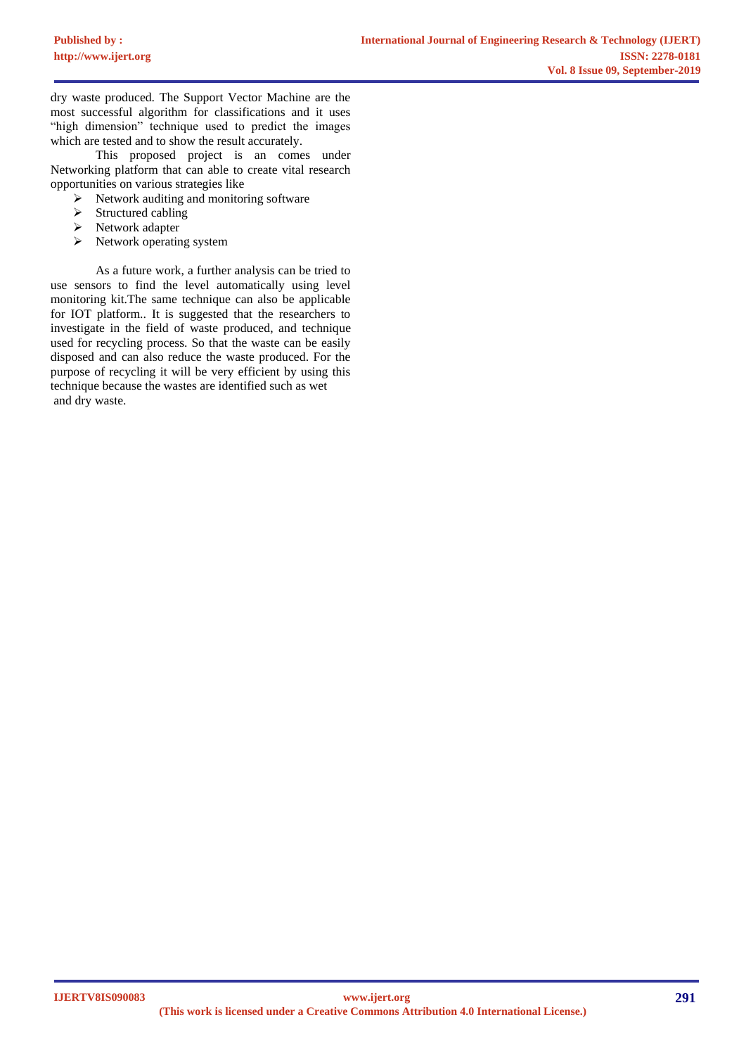dry waste produced. The Support Vector Machine are the most successful algorithm for classifications and it uses "high dimension" technique used to predict the images which are tested and to show the result accurately.

This proposed project is an comes under Networking platform that can able to create vital research opportunities on various strategies like

- Network auditing and monitoring software
- Structured cabling
- Network adapter
- Network operating system

As a future work, a further analysis can be tried to use sensors to find the level automatically using level monitoring kit.The same technique can also be applicable for IOT platform.. It is suggested that the researchers to investigate in the field of waste produced, and technique used for recycling process. So that the waste can be easily disposed and can also reduce the waste produced. For the purpose of recycling it will be very efficient by using this technique because the wastes are identified such as wet and dry waste.